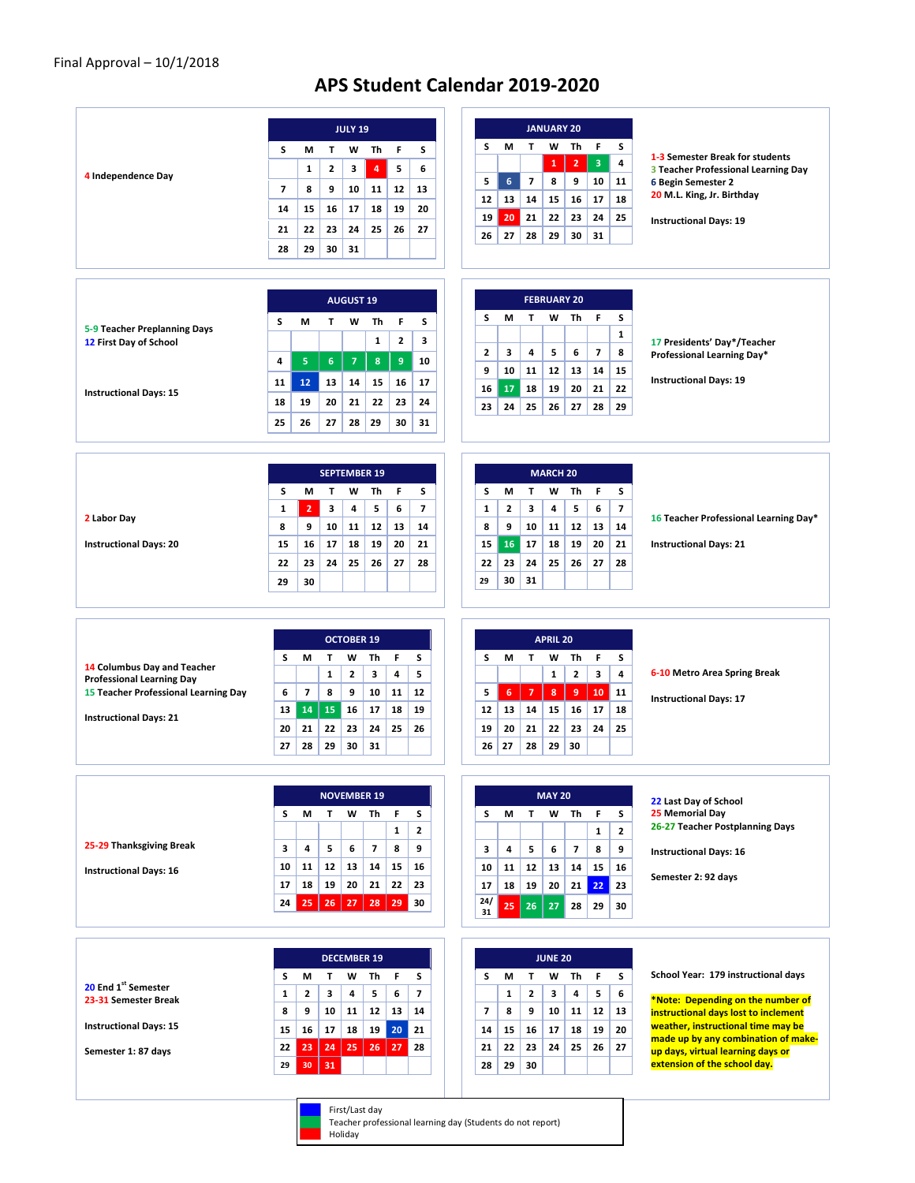Final Approval – 10/1/2018

# APS Student Calendar 2019-2020

## July 19

4 Independence Day

| S | M | T | W | Th | F | S |
|---|---|---|---|---|---|---|
| | 1 | 2 | 3 | 4 | 5 | 6 |
| 7 | 8 | 9 | 10 | 11 | 12 | 13 |
| 14 | 15 | 16 | 17 | 18 | 19 | 20 |
| 21 | 22 | 23 | 24 | 25 | 26 | 27 |
| 28 | 29 | 30 | 31 | | | |

## January 20

1-3 Semester Break for students
3 Teacher Professional Learning Day
6 Begin Semester 2
20 M.L. King, Jr. Birthday

Instructional Days: 19

| S | M | T | W | Th | F | S |
|---|---|---|---|---|---|---|
| | | | 1 | 2 | 3 | 4 |
| 5 | 6 | 7 | 8 | 9 | 10 | 11 |
| 12 | 13 | 14 | 15 | 16 | 17 | 18 |
| 19 | 20 | 21 | 22 | 23 | 24 | 25 |
| 26 | 27 | 28 | 29 | 30 | 31 | |

## August 19

5-9 Teacher Preplanning Days
12 First Day of School

Instructional Days: 15

| S | M | T | W | Th | F | S |
|---|---|---|---|---|---|---|
| | | | | 1 | 2 | 3 |
| 4 | 5 | 6 | 7 | 8 | 9 | 10 |
| 11 | 12 | 13 | 14 | 15 | 16 | 17 |
| 18 | 19 | 20 | 21 | 22 | 23 | 24 |
| 25 | 26 | 27 | 28 | 29 | 30 | 31 |

## February 20

17 Presidents' Day*/Teacher Professional Learning Day*

Instructional Days: 19

| S | M | T | W | Th | F | S |
|---|---|---|---|---|---|---|
| | | | | | | 1 |
| 2 | 3 | 4 | 5 | 6 | 7 | 8 |
| 9 | 10 | 11 | 12 | 13 | 14 | 15 |
| 16 | 17 | 18 | 19 | 20 | 21 | 22 |
| 23 | 24 | 25 | 26 | 27 | 28 | 29 |

## September 19

2 Labor Day

Instructional Days: 20

| S | M | T | W | Th | F | S |
|---|---|---|---|---|---|---|
| 1 | 2 | 3 | 4 | 5 | 6 | 7 |
| 8 | 9 | 10 | 11 | 12 | 13 | 14 |
| 15 | 16 | 17 | 18 | 19 | 20 | 21 |
| 22 | 23 | 24 | 25 | 26 | 27 | 28 |
| 29 | 30 | | | | | |

## March 20

16 Teacher Professional Learning Day*

Instructional Days: 21

| S | M | T | W | Th | F | S |
|---|---|---|---|---|---|---|
| 1 | 2 | 3 | 4 | 5 | 6 | 7 |
| 8 | 9 | 10 | 11 | 12 | 13 | 14 |
| 15 | 16 | 17 | 18 | 19 | 20 | 21 |
| 22 | 23 | 24 | 25 | 26 | 27 | 28 |
| 29 | 30 | 31 | | | | |

## October 19

14 Columbus Day and Teacher Professional Learning Day
15 Teacher Professional Learning Day

Instructional Days: 21

| S | M | T | W | Th | F | S |
|---|---|---|---|---|---|---|
| | | 1 | 2 | 3 | 4 | 5 |
| 6 | 7 | 8 | 9 | 10 | 11 | 12 |
| 13 | 14 | 15 | 16 | 17 | 18 | 19 |
| 20 | 21 | 22 | 23 | 24 | 25 | 26 |
| 27 | 28 | 29 | 30 | 31 | | |

## April 20

6-10 Metro Area Spring Break

Instructional Days: 17

| S | M | T | W | Th | F | S |
|---|---|---|---|---|---|---|
| | | | 1 | 2 | 3 | 4 |
| 5 | 6 | 7 | 8 | 9 | 10 | 11 |
| 12 | 13 | 14 | 15 | 16 | 17 | 18 |
| 19 | 20 | 21 | 22 | 23 | 24 | 25 |
| 26 | 27 | 28 | 29 | 30 | | |

## November 19

25-29 Thanksgiving Break

Instructional Days: 16

| S | M | T | W | Th | F | S |
|---|---|---|---|---|---|---|
| | | | | | 1 | 2 |
| 3 | 4 | 5 | 6 | 7 | 8 | 9 |
| 10 | 11 | 12 | 13 | 14 | 15 | 16 |
| 17 | 18 | 19 | 20 | 21 | 22 | 23 |
| 24 | 25 | 26 | 27 | 28 | 29 | 30 |

## May 20

22 Last Day of School
25 Memorial Day
26-27 Teacher Postplanning Days

Instructional Days: 16

Semester 2: 92 days

| S | M | T | W | Th | F | S |
|---|---|---|---|---|---|---|
| | | | | | 1 | 2 |
| 3 | 4 | 5 | 6 | 7 | 8 | 9 |
| 10 | 11 | 12 | 13 | 14 | 15 | 16 |
| 17 | 18 | 19 | 20 | 21 | 22 | 23 |
| 24/31 | 25 | 26 | 27 | 28 | 29 | 30 |

## December 19

20 End 1st Semester
23-31 Semester Break

Instructional Days: 15

Semester 1: 87 days

| S | M | T | W | Th | F | S |
|---|---|---|---|---|---|---|
| 1 | 2 | 3 | 4 | 5 | 6 | 7 |
| 8 | 9 | 10 | 11 | 12 | 13 | 14 |
| 15 | 16 | 17 | 18 | 19 | 20 | 21 |
| 22 | 23 | 24 | 25 | 26 | 27 | 28 |
| 29 | 30 | 31 | | | | |

## June 20

School Year: 179 instructional days

***Note: Depending on the number of instructional days lost to inclement weather, instructional time may be made up by any combination of make-up days, virtual learning days or extension of the school day.**

| S | M | T | W | Th | F | S |
|---|---|---|---|---|---|---|
| | 1 | 2 | 3 | 4 | 5 | 6 |
| 7 | 8 | 9 | 10 | 11 | 12 | 13 |
| 14 | 15 | 16 | 17 | 18 | 19 | 20 |
| 21 | 22 | 23 | 24 | 25 | 26 | 27 |
| 28 | 29 | 30 | | | | |

**Legend:**
- Blue: First/Last day
- Green: Teacher professional learning day (Students do not report)
- Red: Holiday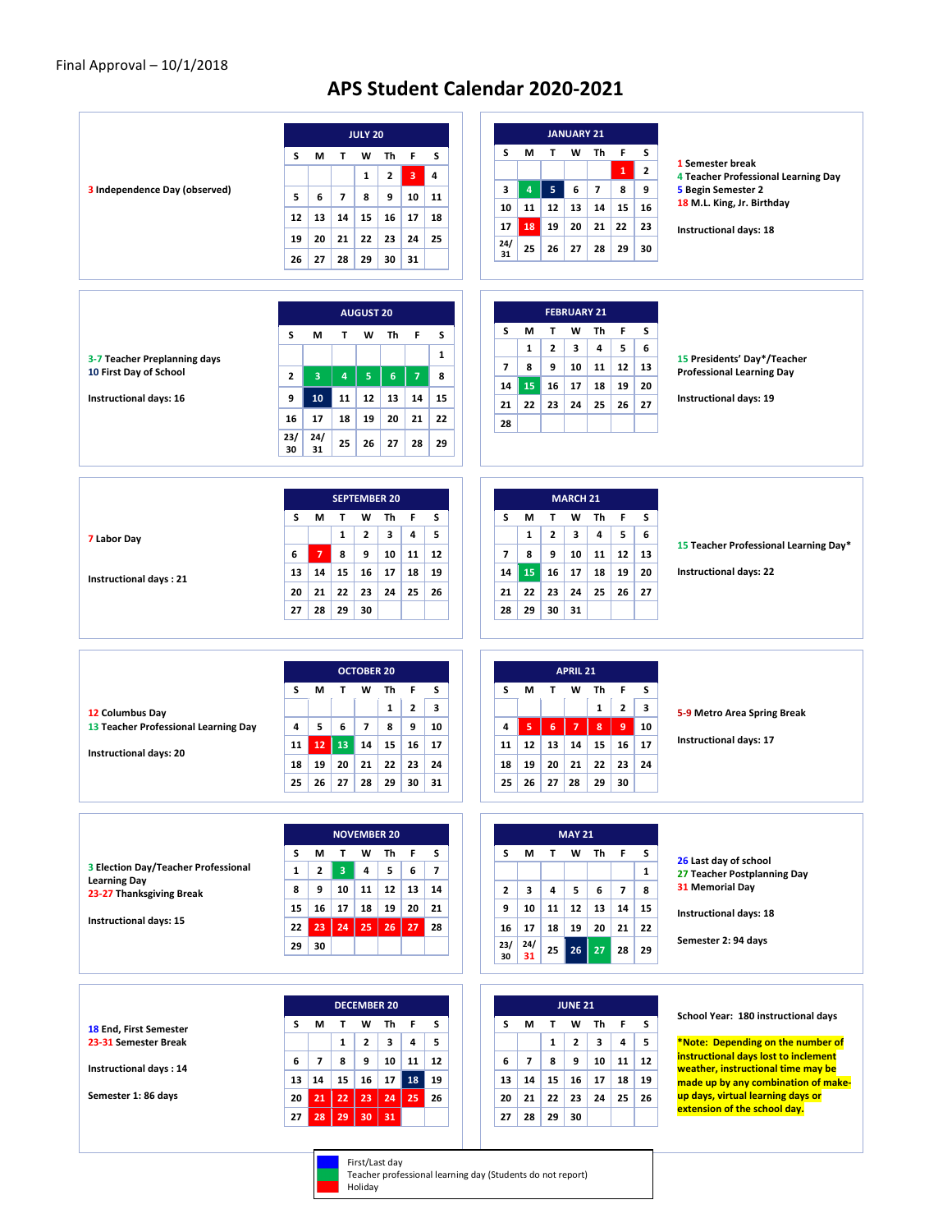Final Approval – 10/1/2018

# APS Student Calendar 2020-2021

## JULY 20

3 Independence Day (observed)

| S | M | T | W | Th | F | S |
|---|---|---|---|---|---|---|
| | | | 1 | 2 | 3 | 4 |
| 5 | 6 | 7 | 8 | 9 | 10 | 11 |
| 12 | 13 | 14 | 15 | 16 | 17 | 18 |
| 19 | 20 | 21 | 22 | 23 | 24 | 25 |
| 26 | 27 | 28 | 29 | 30 | 31 | |

## AUGUST 20

3-7 Teacher Preplanning days
10 First Day of School

Instructional days: 16

| S | M | T | W | Th | F | S |
|---|---|---|---|---|---|---|
| | | | | | | 1 |
| 2 | 3 | 4 | 5 | 6 | 7 | 8 |
| 9 | 10 | 11 | 12 | 13 | 14 | 15 |
| 16 | 17 | 18 | 19 | 20 | 21 | 22 |
| 23/30 | 24/31 | 25 | 26 | 27 | 28 | 29 |

## SEPTEMBER 20

7 Labor Day

Instructional days : 21

| S | M | T | W | Th | F | S |
|---|---|---|---|---|---|---|
| | | 1 | 2 | 3 | 4 | 5 |
| 6 | 7 | 8 | 9 | 10 | 11 | 12 |
| 13 | 14 | 15 | 16 | 17 | 18 | 19 |
| 20 | 21 | 22 | 23 | 24 | 25 | 26 |
| 27 | 28 | 29 | 30 | | | |

## OCTOBER 20

12 Columbus Day
13 Teacher Professional Learning Day

Instructional days: 20

| S | M | T | W | Th | F | S |
|---|---|---|---|---|---|---|
| | | | | 1 | 2 | 3 |
| 4 | 5 | 6 | 7 | 8 | 9 | 10 |
| 11 | 12 | 13 | 14 | 15 | 16 | 17 |
| 18 | 19 | 20 | 21 | 22 | 23 | 24 |
| 25 | 26 | 27 | 28 | 29 | 30 | 31 |

## NOVEMBER 20

3 Election Day/Teacher Professional Learning Day
23-27 Thanksgiving Break

Instructional days: 15

| S | M | T | W | Th | F | S |
|---|---|---|---|---|---|---|
| 1 | 2 | 3 | 4 | 5 | 6 | 7 |
| 8 | 9 | 10 | 11 | 12 | 13 | 14 |
| 15 | 16 | 17 | 18 | 19 | 20 | 21 |
| 22 | 23 | 24 | 25 | 26 | 27 | 28 |
| 29 | 30 | | | | | |

## DECEMBER 20

18 End, First Semester
23-31 Semester Break

Instructional days : 14

Semester 1: 86 days

| S | M | T | W | Th | F | S |
|---|---|---|---|---|---|---|
| | | 1 | 2 | 3 | 4 | 5 |
| 6 | 7 | 8 | 9 | 10 | 11 | 12 |
| 13 | 14 | 15 | 16 | 17 | 18 | 19 |
| 20 | 21 | 22 | 23 | 24 | 25 | 26 |
| 27 | 28 | 29 | 30 | 31 | | |

## JANUARY 21

| S | M | T | W | Th | F | S |
|---|---|---|---|---|---|---|
| | | | | | 1 | 2 |
| 3 | 4 | 5 | 6 | 7 | 8 | 9 |
| 10 | 11 | 12 | 13 | 14 | 15 | 16 |
| 17 | 18 | 19 | 20 | 21 | 22 | 23 |
| 24/31 | 25 | 26 | 27 | 28 | 29 | 30 |

1 Semester break
4 Teacher Professional Learning Day
5 Begin Semester 2
18 M.L. King, Jr. Birthday

Instructional days: 18

## FEBRUARY 21

| S | M | T | W | Th | F | S |
|---|---|---|---|---|---|---|
| | 1 | 2 | 3 | 4 | 5 | 6 |
| 7 | 8 | 9 | 10 | 11 | 12 | 13 |
| 14 | 15 | 16 | 17 | 18 | 19 | 20 |
| 21 | 22 | 23 | 24 | 25 | 26 | 27 |
| 28 | | | | | | |

15 Presidents' Day*/Teacher Professional Learning Day

Instructional days: 19

## MARCH 21

| S | M | T | W | Th | F | S |
|---|---|---|---|---|---|---|
| | 1 | 2 | 3 | 4 | 5 | 6 |
| 7 | 8 | 9 | 10 | 11 | 12 | 13 |
| 14 | 15 | 16 | 17 | 18 | 19 | 20 |
| 21 | 22 | 23 | 24 | 25 | 26 | 27 |
| 28 | 29 | 30 | 31 | | | |

15 Teacher Professional Learning Day*

Instructional days: 22

## APRIL 21

| S | M | T | W | Th | F | S |
|---|---|---|---|---|---|---|
| | | | | 1 | 2 | 3 |
| 4 | 5 | 6 | 7 | 8 | 9 | 10 |
| 11 | 12 | 13 | 14 | 15 | 16 | 17 |
| 18 | 19 | 20 | 21 | 22 | 23 | 24 |
| 25 | 26 | 27 | 28 | 29 | 30 | |

5-9 Metro Area Spring Break

Instructional days: 17

## MAY 21

| S | M | T | W | Th | F | S |
|---|---|---|---|---|---|---|
| | | | | | | 1 |
| 2 | 3 | 4 | 5 | 6 | 7 | 8 |
| 9 | 10 | 11 | 12 | 13 | 14 | 15 |
| 16 | 17 | 18 | 19 | 20 | 21 | 22 |
| 23/30 | 24/31 | 25 | 26 | 27 | 28 | 29 |

26 Last day of school
27 Teacher Postplanning Day
31 Memorial Day

Instructional days: 18

Semester 2: 94 days

## JUNE 21

| S | M | T | W | Th | F | S |
|---|---|---|---|---|---|---|
| | | 1 | 2 | 3 | 4 | 5 |
| 6 | 7 | 8 | 9 | 10 | 11 | 12 |
| 13 | 14 | 15 | 16 | 17 | 18 | 19 |
| 20 | 21 | 22 | 23 | 24 | 25 | 26 |
| 27 | 28 | 29 | 30 | | | |

School Year: 180 instructional days

**\*Note: Depending on the number of instructional days lost to inclement weather, instructional time may be made up by any combination of make-up days, virtual learning days or extension of the school day.**

**Legend:**
- Blue: First/Last day
- Green: Teacher professional learning day (Students do not report)
- Red: Holiday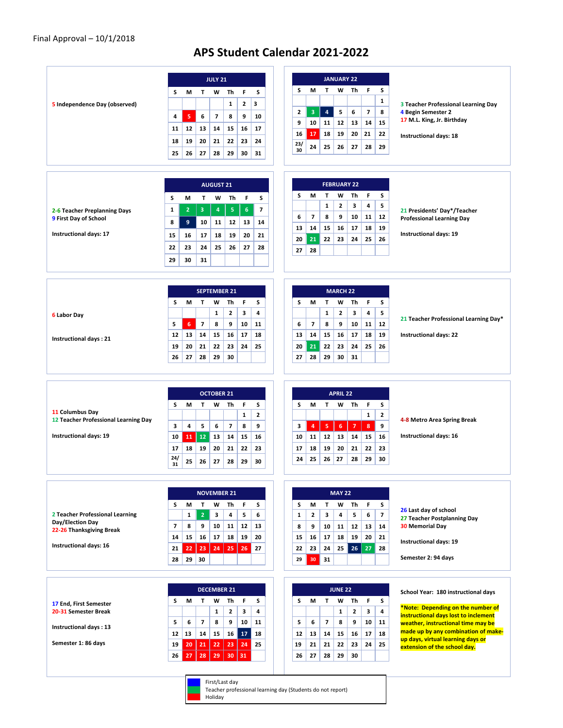Final Approval – 10/1/2018

# APS Student Calendar 2021-2022

## JULY 21

| S | M | T | W | Th | F | S |
|---|---|---|---|---|---|---|
| | | | | 1 | 2 | 3 |
| 4 | 5 | 6 | 7 | 8 | 9 | 10 |
| 11 | 12 | 13 | 14 | 15 | 16 | 17 |
| 18 | 19 | 20 | 21 | 22 | 23 | 24 |
| 25 | 26 | 27 | 28 | 29 | 30 | 31 |

5 Independence Day (observed)

## AUGUST 21

| S | M | T | W | Th | F | S |
|---|---|---|---|---|---|---|
| 1 | 2 | 3 | 4 | 5 | 6 | 7 |
| 8 | 9 | 10 | 11 | 12 | 13 | 14 |
| 15 | 16 | 17 | 18 | 19 | 20 | 21 |
| 22 | 23 | 24 | 25 | 26 | 27 | 28 |
| 29 | 30 | 31 | | | | |

2-6 Teacher Preplanning Days
9 First Day of School

Instructional days: 17

## SEPTEMBER 21

| S | M | T | W | Th | F | S |
|---|---|---|---|---|---|---|
| | | | 1 | 2 | 3 | 4 |
| 5 | 6 | 7 | 8 | 9 | 10 | 11 |
| 12 | 13 | 14 | 15 | 16 | 17 | 18 |
| 19 | 20 | 21 | 22 | 23 | 24 | 25 |
| 26 | 27 | 28 | 29 | 30 | | |

6 Labor Day

Instructional days : 21

## OCTOBER 21

| S | M | T | W | Th | F | S |
|---|---|---|---|---|---|---|
| | | | | | 1 | 2 |
| 3 | 4 | 5 | 6 | 7 | 8 | 9 |
| 10 | 11 | 12 | 13 | 14 | 15 | 16 |
| 17 | 18 | 19 | 20 | 21 | 22 | 23 |
| 24/31 | 25 | 26 | 27 | 28 | 29 | 30 |

11 Columbus Day
12 Teacher Professional Learning Day

Instructional days: 19

## NOVEMBER 21

| S | M | T | W | Th | F | S |
|---|---|---|---|---|---|---|
| | 1 | 2 | 3 | 4 | 5 | 6 |
| 7 | 8 | 9 | 10 | 11 | 12 | 13 |
| 14 | 15 | 16 | 17 | 18 | 19 | 20 |
| 21 | 22 | 23 | 24 | 25 | 26 | 27 |
| 28 | 29 | 30 | | | | |

2 Teacher Professional Learning Day/Election Day
22-26 Thanksgiving Break

Instructional days: 16

## DECEMBER 21

| S | M | T | W | Th | F | S |
|---|---|---|---|---|---|---|
| | | | 1 | 2 | 3 | 4 |
| 5 | 6 | 7 | 8 | 9 | 10 | 11 |
| 12 | 13 | 14 | 15 | 16 | 17 | 18 |
| 19 | 20 | 21 | 22 | 23 | 24 | 25 |
| 26 | 27 | 28 | 29 | 30 | 31 | |

17 End, First Semester
20-31 Semester Break

Instructional days : 13

Semester 1: 86 days

## JANUARY 22

| S | M | T | W | Th | F | S |
|---|---|---|---|---|---|---|
| | | | | | | 1 |
| 2 | 3 | 4 | 5 | 6 | 7 | 8 |
| 9 | 10 | 11 | 12 | 13 | 14 | 15 |
| 16 | 17 | 18 | 19 | 20 | 21 | 22 |
| 23/30 | 24 | 25 | 26 | 27 | 28 | 29 |

3 Teacher Professional Learning Day
4 Begin Semester 2
17 M.L. King, Jr. Birthday

Instructional days: 18

## FEBRUARY 22

| S | M | T | W | Th | F | S |
|---|---|---|---|---|---|---|
| | | 1 | 2 | 3 | 4 | 5 |
| 6 | 7 | 8 | 9 | 10 | 11 | 12 |
| 13 | 14 | 15 | 16 | 17 | 18 | 19 |
| 20 | 21 | 22 | 23 | 24 | 25 | 26 |
| 27 | 28 | | | | | |

21 Presidents' Day*/Teacher Professional Learning Day

Instructional days: 19

## MARCH 22

| S | M | T | W | Th | F | S |
|---|---|---|---|---|---|---|
| | | 1 | 2 | 3 | 4 | 5 |
| 6 | 7 | 8 | 9 | 10 | 11 | 12 |
| 13 | 14 | 15 | 16 | 17 | 18 | 19 |
| 20 | 21 | 22 | 23 | 24 | 25 | 26 |
| 27 | 28 | 29 | 30 | 31 | | |

21 Teacher Professional Learning Day*

Instructional days: 22

## APRIL 22

| S | M | T | W | Th | F | S |
|---|---|---|---|---|---|---|
| | | | | | 1 | 2 |
| 3 | 4 | 5 | 6 | 7 | 8 | 9 |
| 10 | 11 | 12 | 13 | 14 | 15 | 16 |
| 17 | 18 | 19 | 20 | 21 | 22 | 23 |
| 24 | 25 | 26 | 27 | 28 | 29 | 30 |

4-8 Metro Area Spring Break

Instructional days: 16

## MAY 22

| S | M | T | W | Th | F | S |
|---|---|---|---|---|---|---|
| 1 | 2 | 3 | 4 | 5 | 6 | 7 |
| 8 | 9 | 10 | 11 | 12 | 13 | 14 |
| 15 | 16 | 17 | 18 | 19 | 20 | 21 |
| 22 | 23 | 24 | 25 | 26 | 27 | 28 |
| 29 | 30 | 31 | | | | |

26 Last day of school
27 Teacher Postplanning Day
30 Memorial Day

Instructional days: 19

Semester 2: 94 days

## JUNE 22

| S | M | T | W | Th | F | S |
|---|---|---|---|---|---|---|
| | | | 1 | 2 | 3 | 4 |
| 5 | 6 | 7 | 8 | 9 | 10 | 11 |
| 12 | 13 | 14 | 15 | 16 | 17 | 18 |
| 19 | 21 | 21 | 22 | 23 | 24 | 25 |
| 26 | 27 | 28 | 29 | 30 | | |

School Year: 180 instructional days

**\*Note: Depending on the number of instructional days lost to inclement weather, instructional time may be made up by any combination of make-up days, virtual learning days or extension of the school day.**

First/Last day
Teacher professional learning day (Students do not report)
Holiday